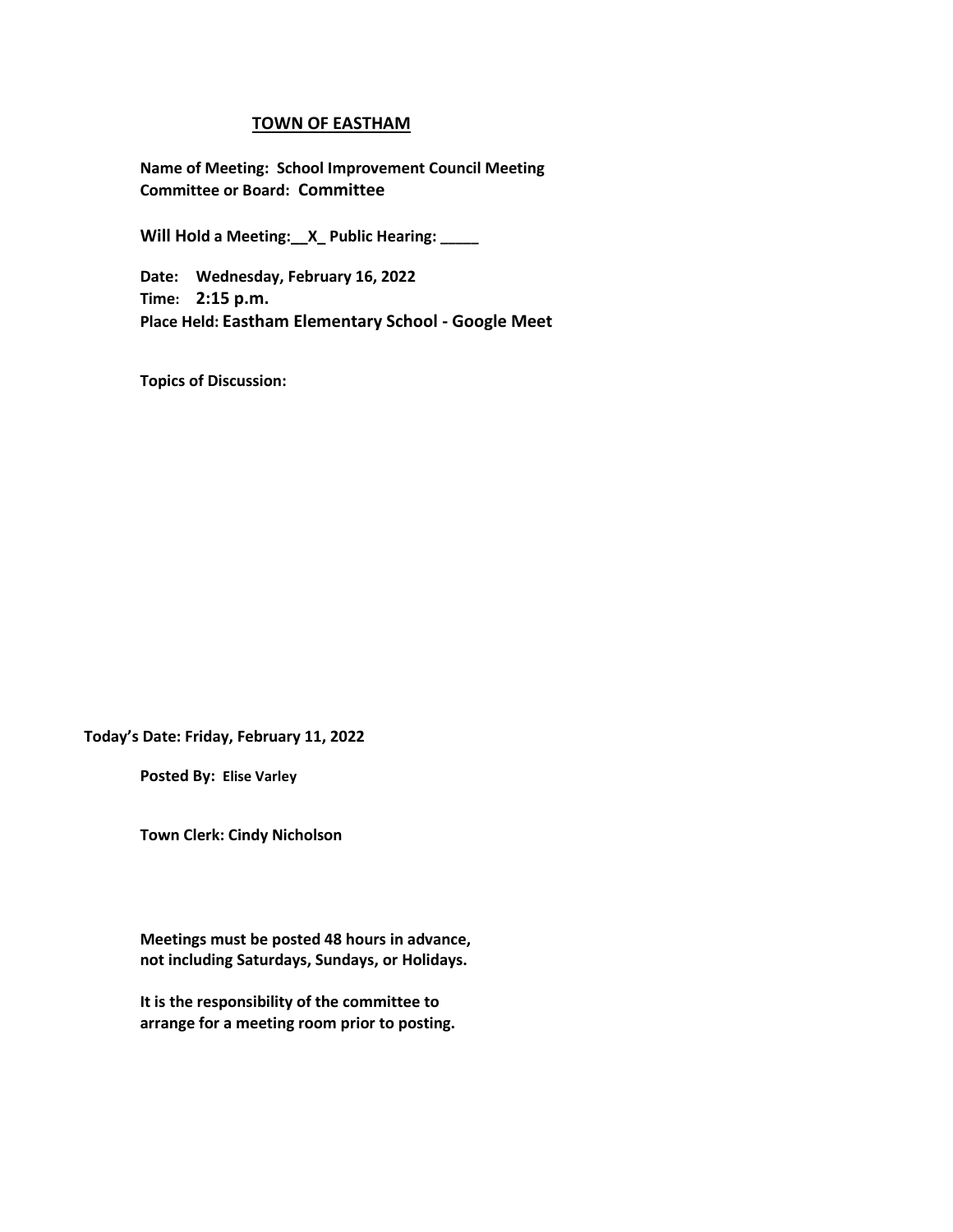# TOWN OF EASTHAM

**Name of Meeting: School Improvement Council Meeting**
**Committee or Board: Committee**

**Will Hold a Meeting:__X_ Public Hearing: _____**

**Date: Wednesday, February 16, 2022**
**Time: 2:15 p.m.**
**Place Held: Eastham Elementary School - Google Meet**

**Topics of Discussion:**

**Today's Date: Friday, February 11, 2022**

**Posted By: Elise Varley**

**Town Clerk: Cindy Nicholson**

**Meetings must be posted 48 hours in advance, not including Saturdays, Sundays, or Holidays.**

**It is the responsibility of the committee to arrange for a meeting room prior to posting.**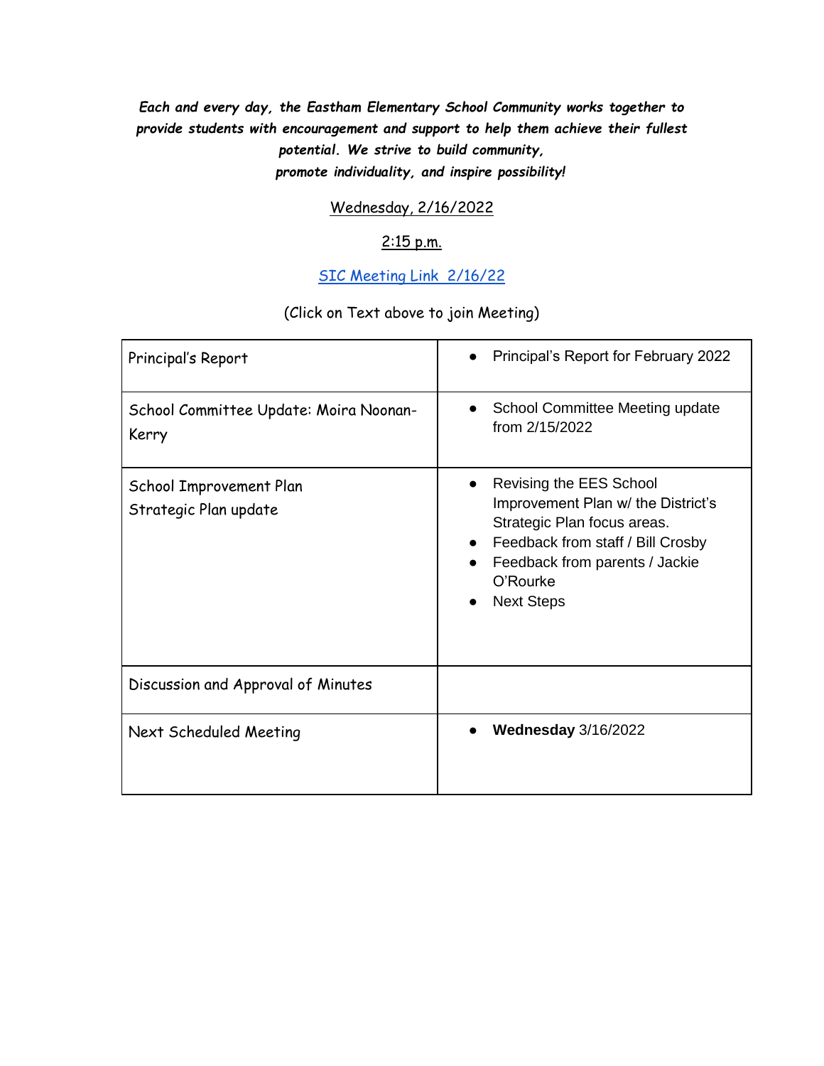***Each and every day, the Eastham Elementary School Community works together to provide students with encouragement and support to help them achieve their fullest potential. We strive to build community, promote individuality, and inspire possibility!***

Wednesday, 2/16/2022

2:15 p.m.

SIC Meeting Link 2/16/22

(Click on Text above to join Meeting)

| | |
|---|---|
| Principal's Report | • Principal's Report for February 2022 |
| School Committee Update: Moira Noonan-Kerry | • School Committee Meeting update from 2/15/2022 |
| School Improvement Plan<br>Strategic Plan update | • Revising the EES School Improvement Plan w/ the District's Strategic Plan focus areas.<br>• Feedback from staff / Bill Crosby<br>• Feedback from parents / Jackie O'Rourke<br>• Next Steps |
| Discussion and Approval of Minutes | |
| Next Scheduled Meeting | • **Wednesday** 3/16/2022 |